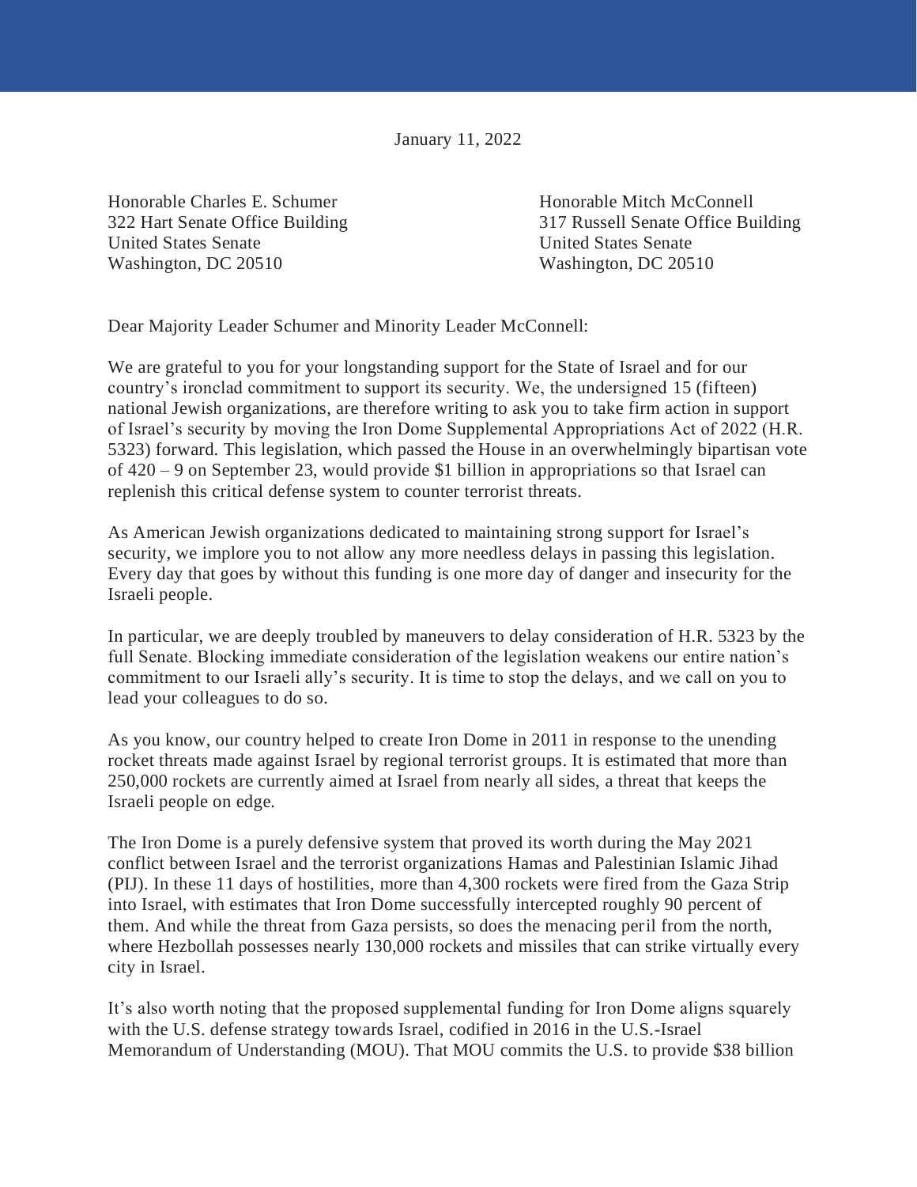January 11, 2022

Honorable Charles E. Schumer
322 Hart Senate Office Building
United States Senate
Washington, DC 20510

Honorable Mitch McConnell
317 Russell Senate Office Building
United States Senate
Washington, DC 20510

Dear Majority Leader Schumer and Minority Leader McConnell:

We are grateful to you for your longstanding support for the State of Israel and for our country's ironclad commitment to support its security. We, the undersigned 15 (fifteen) national Jewish organizations, are therefore writing to ask you to take firm action in support of Israel's security by moving the Iron Dome Supplemental Appropriations Act of 2022 (H.R. 5323) forward. This legislation, which passed the House in an overwhelmingly bipartisan vote of 420 – 9 on September 23, would provide $1 billion in appropriations so that Israel can replenish this critical defense system to counter terrorist threats.

As American Jewish organizations dedicated to maintaining strong support for Israel's security, we implore you to not allow any more needless delays in passing this legislation. Every day that goes by without this funding is one more day of danger and insecurity for the Israeli people.

In particular, we are deeply troubled by maneuvers to delay consideration of H.R. 5323 by the full Senate. Blocking immediate consideration of the legislation weakens our entire nation's commitment to our Israeli ally's security. It is time to stop the delays, and we call on you to lead your colleagues to do so.

As you know, our country helped to create Iron Dome in 2011 in response to the unending rocket threats made against Israel by regional terrorist groups. It is estimated that more than 250,000 rockets are currently aimed at Israel from nearly all sides, a threat that keeps the Israeli people on edge.

The Iron Dome is a purely defensive system that proved its worth during the May 2021 conflict between Israel and the terrorist organizations Hamas and Palestinian Islamic Jihad (PIJ). In these 11 days of hostilities, more than 4,300 rockets were fired from the Gaza Strip into Israel, with estimates that Iron Dome successfully intercepted roughly 90 percent of them. And while the threat from Gaza persists, so does the menacing peril from the north, where Hezbollah possesses nearly 130,000 rockets and missiles that can strike virtually every city in Israel.

It's also worth noting that the proposed supplemental funding for Iron Dome aligns squarely with the U.S. defense strategy towards Israel, codified in 2016 in the U.S.-Israel Memorandum of Understanding (MOU). That MOU commits the U.S. to provide $38 billion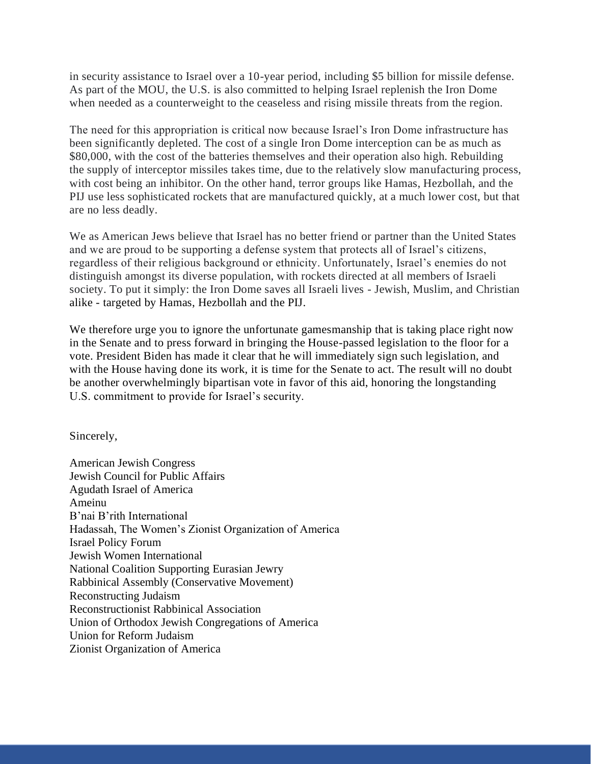in security assistance to Israel over a 10-year period, including $5 billion for missile defense. As part of the MOU, the U.S. is also committed to helping Israel replenish the Iron Dome when needed as a counterweight to the ceaseless and rising missile threats from the region.

The need for this appropriation is critical now because Israel's Iron Dome infrastructure has been significantly depleted. The cost of a single Iron Dome interception can be as much as $80,000, with the cost of the batteries themselves and their operation also high. Rebuilding the supply of interceptor missiles takes time, due to the relatively slow manufacturing process, with cost being an inhibitor. On the other hand, terror groups like Hamas, Hezbollah, and the PIJ use less sophisticated rockets that are manufactured quickly, at a much lower cost, but that are no less deadly.

We as American Jews believe that Israel has no better friend or partner than the United States and we are proud to be supporting a defense system that protects all of Israel's citizens, regardless of their religious background or ethnicity. Unfortunately, Israel's enemies do not distinguish amongst its diverse population, with rockets directed at all members of Israeli society. To put it simply: the Iron Dome saves all Israeli lives - Jewish, Muslim, and Christian alike - targeted by Hamas, Hezbollah and the PIJ.

We therefore urge you to ignore the unfortunate gamesmanship that is taking place right now in the Senate and to press forward in bringing the House-passed legislation to the floor for a vote. President Biden has made it clear that he will immediately sign such legislation, and with the House having done its work, it is time for the Senate to act. The result will no doubt be another overwhelmingly bipartisan vote in favor of this aid, honoring the longstanding U.S. commitment to provide for Israel's security.

Sincerely,

American Jewish Congress  
Jewish Council for Public Affairs  
Agudath Israel of America  
Ameinu  
B'nai B'rith International  
Hadassah, The Women's Zionist Organization of America  
Israel Policy Forum  
Jewish Women International  
National Coalition Supporting Eurasian Jewry  
Rabbinical Assembly (Conservative Movement)  
Reconstructing Judaism  
Reconstructionist Rabbinical Association  
Union of Orthodox Jewish Congregations of America  
Union for Reform Judaism  
Zionist Organization of America